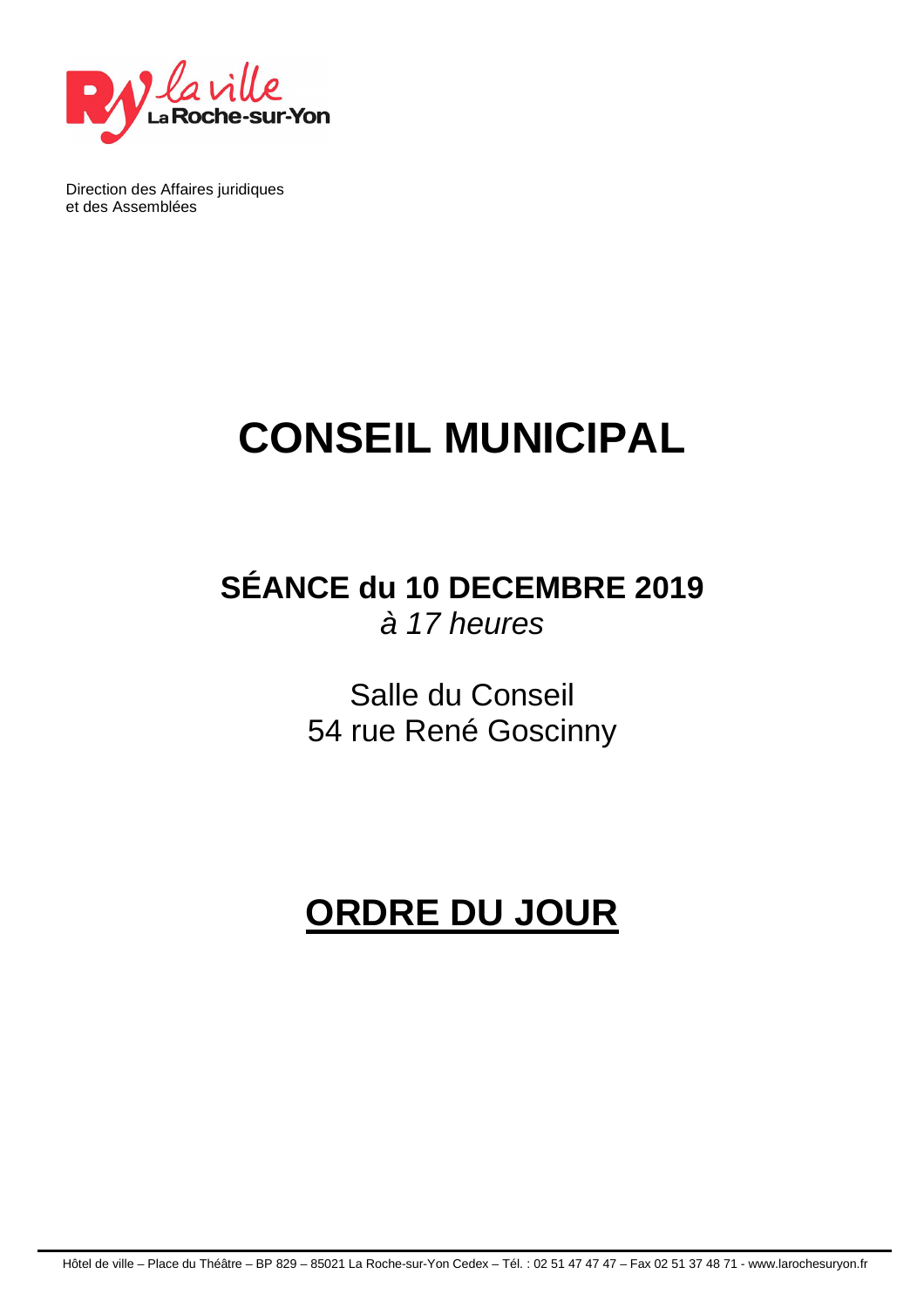Direction des Affaires juridiques
et des Assemblées

# CONSEIL MUNICIPAL

## SÉANCE du 10 DECEMBRE 2019

*à 17 heures*

Salle du Conseil
54 rue René Goscinny

# ORDRE DU JOUR

Hôtel de ville – Place du Théâtre – BP 829 – 85021 La Roche-sur-Yon Cedex – Tél. : 02 51 47 47 47 – Fax 02 51 37 48 71 - www.larochesuryon.fr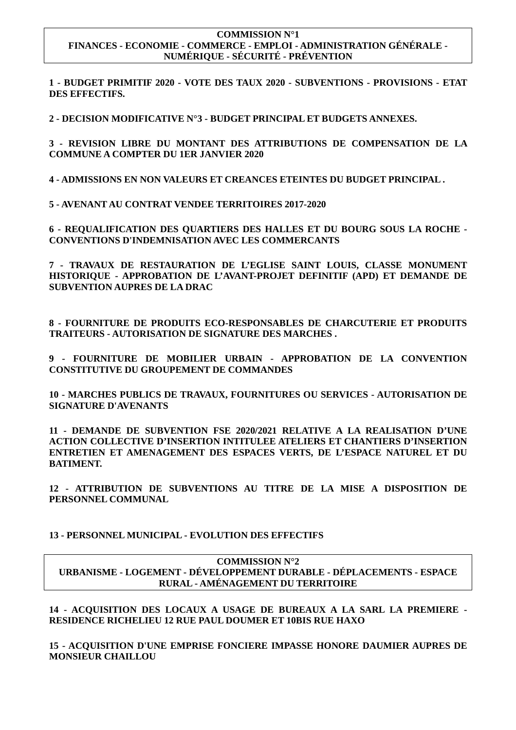## COMMISSION N°1
## FINANCES - ECONOMIE - COMMERCE - EMPLOI - ADMINISTRATION GÉNÉRALE - NUMÉRIQUE - SÉCURITÉ - PRÉVENTION

**1 - BUDGET PRIMITIF 2020 - VOTE DES TAUX 2020 - SUBVENTIONS - PROVISIONS - ETAT DES EFFECTIFS.**

**2 - DECISION MODIFICATIVE N°3 - BUDGET PRINCIPAL ET BUDGETS ANNEXES.**

**3 - REVISION LIBRE DU MONTANT DES ATTRIBUTIONS DE COMPENSATION DE LA COMMUNE A COMPTER DU 1ER JANVIER 2020**

**4 - ADMISSIONS EN NON VALEURS ET CREANCES ETEINTES DU BUDGET PRINCIPAL .**

**5 - AVENANT AU CONTRAT VENDEE TERRITOIRES 2017-2020**

**6 - REQUALIFICATION DES QUARTIERS DES HALLES ET DU BOURG SOUS LA ROCHE - CONVENTIONS D'INDEMNISATION AVEC LES COMMERCANTS**

**7 - TRAVAUX DE RESTAURATION DE L'EGLISE SAINT LOUIS, CLASSE MONUMENT HISTORIQUE - APPROBATION DE L'AVANT-PROJET DEFINITIF (APD) ET DEMANDE DE SUBVENTION AUPRES DE LA DRAC**

**8 - FOURNITURE DE PRODUITS ECO-RESPONSABLES DE CHARCUTERIE ET PRODUITS TRAITEURS - AUTORISATION DE SIGNATURE DES MARCHES .**

**9 - FOURNITURE DE MOBILIER URBAIN - APPROBATION DE LA CONVENTION CONSTITUTIVE DU GROUPEMENT DE COMMANDES**

**10 - MARCHES PUBLICS DE TRAVAUX, FOURNITURES OU SERVICES - AUTORISATION DE SIGNATURE D'AVENANTS**

**11 - DEMANDE DE SUBVENTION FSE 2020/2021 RELATIVE A LA REALISATION D'UNE ACTION COLLECTIVE D'INSERTION INTITULEE ATELIERS ET CHANTIERS D'INSERTION ENTRETIEN ET AMENAGEMENT DES ESPACES VERTS, DE L'ESPACE NATUREL ET DU BATIMENT.**

**12 - ATTRIBUTION DE SUBVENTIONS AU TITRE DE LA MISE A DISPOSITION DE PERSONNEL COMMUNAL**

**13 - PERSONNEL MUNICIPAL - EVOLUTION DES EFFECTIFS**

## COMMISSION N°2
## URBANISME - LOGEMENT - DÉVELOPPEMENT DURABLE - DÉPLACEMENTS - ESPACE RURAL - AMÉNAGEMENT DU TERRITOIRE

**14 - ACQUISITION DES LOCAUX A USAGE DE BUREAUX A LA SARL LA PREMIERE - RESIDENCE RICHELIEU 12 RUE PAUL DOUMER ET 10BIS RUE HAXO**

**15 - ACQUISITION D'UNE EMPRISE FONCIERE IMPASSE HONORE DAUMIER AUPRES DE MONSIEUR CHAILLOU**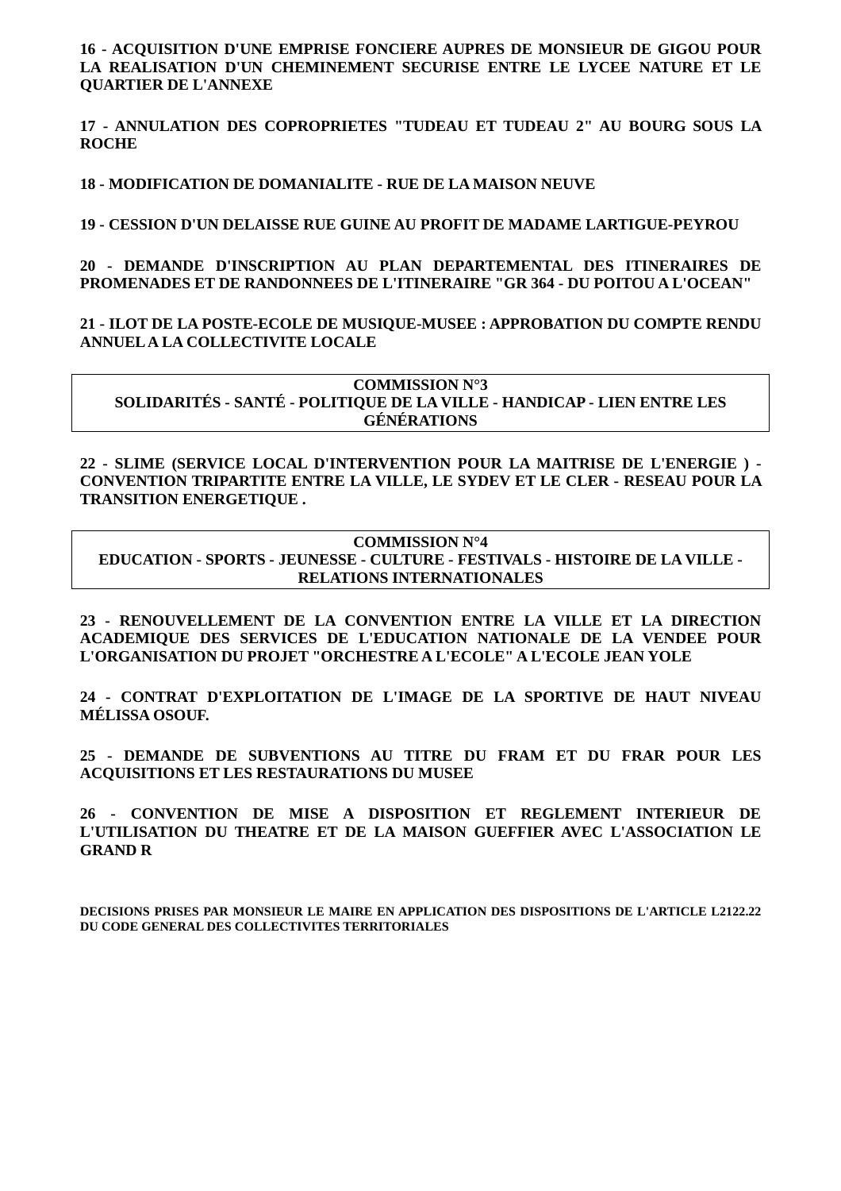**16 - ACQUISITION D'UNE EMPRISE FONCIERE AUPRES DE MONSIEUR DE GIGOU POUR LA REALISATION D'UN CHEMINEMENT SECURISE ENTRE LE LYCEE NATURE ET LE QUARTIER DE L'ANNEXE**

**17 - ANNULATION DES COPROPRIETES "TUDEAU ET TUDEAU 2" AU BOURG SOUS LA ROCHE**

**18 - MODIFICATION DE DOMANIALITE - RUE DE LA MAISON NEUVE**

**19 - CESSION D'UN DELAISSE RUE GUINE AU PROFIT DE MADAME LARTIGUE-PEYROU**

**20 - DEMANDE D'INSCRIPTION AU PLAN DEPARTEMENTAL DES ITINERAIRES DE PROMENADES ET DE RANDONNEES DE L'ITINERAIRE "GR 364 - DU POITOU A L'OCEAN"**

**21 - ILOT DE LA POSTE-ECOLE DE MUSIQUE-MUSEE : APPROBATION DU COMPTE RENDU ANNUEL A LA COLLECTIVITE LOCALE**

## COMMISSION N°3
## SOLIDARITÉS - SANTÉ - POLITIQUE DE LA VILLE - HANDICAP - LIEN ENTRE LES GÉNÉRATIONS

**22 - SLIME (SERVICE LOCAL D'INTERVENTION POUR LA MAITRISE DE L'ENERGIE ) - CONVENTION TRIPARTITE ENTRE LA VILLE, LE SYDEV ET LE CLER - RESEAU POUR LA TRANSITION ENERGETIQUE .**

## COMMISSION N°4
## EDUCATION - SPORTS - JEUNESSE - CULTURE - FESTIVALS - HISTOIRE DE LA VILLE - RELATIONS INTERNATIONALES

**23 - RENOUVELLEMENT DE LA CONVENTION ENTRE LA VILLE ET LA DIRECTION ACADEMIQUE DES SERVICES DE L'EDUCATION NATIONALE DE LA VENDEE POUR L'ORGANISATION DU PROJET "ORCHESTRE A L'ECOLE" A L'ECOLE JEAN YOLE**

**24 - CONTRAT D'EXPLOITATION DE L'IMAGE DE LA SPORTIVE DE HAUT NIVEAU MÉLISSA OSOUF.**

**25 - DEMANDE DE SUBVENTIONS AU TITRE DU FRAM ET DU FRAR POUR LES ACQUISITIONS ET LES RESTAURATIONS DU MUSEE**

**26 - CONVENTION DE MISE A DISPOSITION ET REGLEMENT INTERIEUR DE L'UTILISATION DU THEATRE ET DE LA MAISON GUEFFIER AVEC L'ASSOCIATION LE GRAND R**

**DECISIONS PRISES PAR MONSIEUR LE MAIRE EN APPLICATION DES DISPOSITIONS DE L'ARTICLE L2122.22 DU CODE GENERAL DES COLLECTIVITES TERRITORIALES**